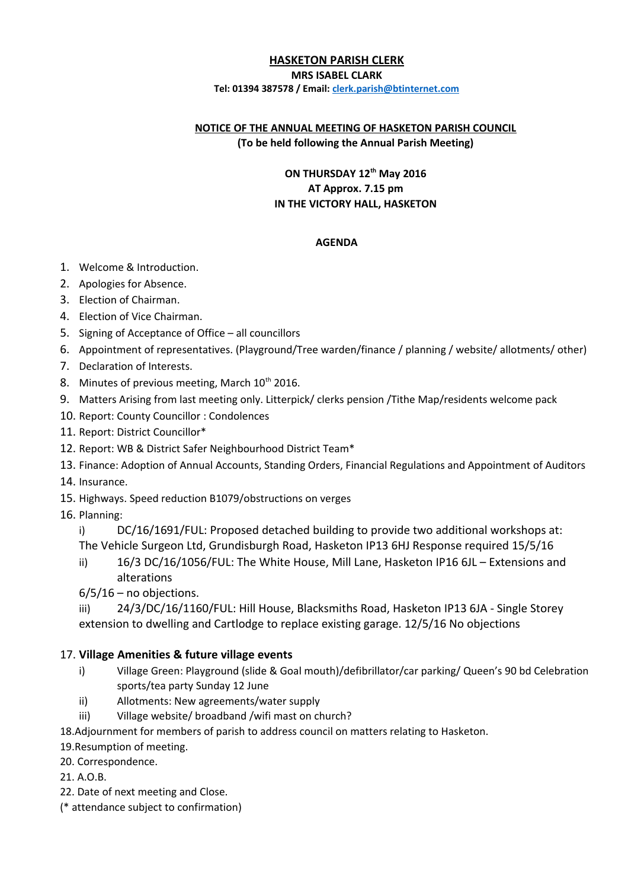**HASKETON PARISH CLERK**

**MRS ISABEL CLARK**

**Tel: 01394 387578 / Email: clerk.parish@btinternet.com**

**NOTICE OF THE ANNUAL MEETING OF HASKETON PARISH COUNCIL**

**(To be held following the Annual Parish Meeting)**

**ON THURSDAY 12th May 2016**

**AT Approx. 7.15 pm**

**IN THE VICTORY HALL, HASKETON**

## AGENDA

1. Welcome & Introduction.
2. Apologies for Absence.
3. Election of Chairman.
4. Election of Vice Chairman.
5. Signing of Acceptance of Office – all councillors
6. Appointment of representatives. (Playground/Tree warden/finance / planning / website/ allotments/ other)
7. Declaration of Interests.
8. Minutes of previous meeting, March 10th 2016.
9. Matters Arising from last meeting only. Litterpick/ clerks pension /Tithe Map/residents welcome pack
10. Report: County Councillor : Condolences
11. Report: District Councillor*
12. Report: WB & District Safer Neighbourhood District Team*
13. Finance: Adoption of Annual Accounts, Standing Orders, Financial Regulations and Appointment of Auditors
14. Insurance.
15. Highways. Speed reduction B1079/obstructions on verges
16. Planning:

    i) DC/16/1691/FUL: Proposed detached building to provide two additional workshops at: The Vehicle Surgeon Ltd, Grundisburgh Road, Hasketon IP13 6HJ Response required 15/5/16

    ii) 16/3 DC/16/1056/FUL: The White House, Mill Lane, Hasketon IP16 6JL – Extensions and alterations 6/5/16 – no objections.

    iii) 24/3/DC/16/1160/FUL: Hill House, Blacksmiths Road, Hasketon IP13 6JA - Single Storey extension to dwelling and Cartlodge to replace existing garage. 12/5/16 No objections

17. **Village Amenities & future village events**

    i) Village Green: Playground (slide & Goal mouth)/defibrillator/car parking/ Queen's 90 bd Celebration sports/tea party Sunday 12 June

    ii) Allotments: New agreements/water supply

    iii) Village website/ broadband /wifi mast on church?

18. Adjournment for members of parish to address council on matters relating to Hasketon.
19. Resumption of meeting.
20. Correspondence.
21. A.O.B.
22. Date of next meeting and Close.

(* attendance subject to confirmation)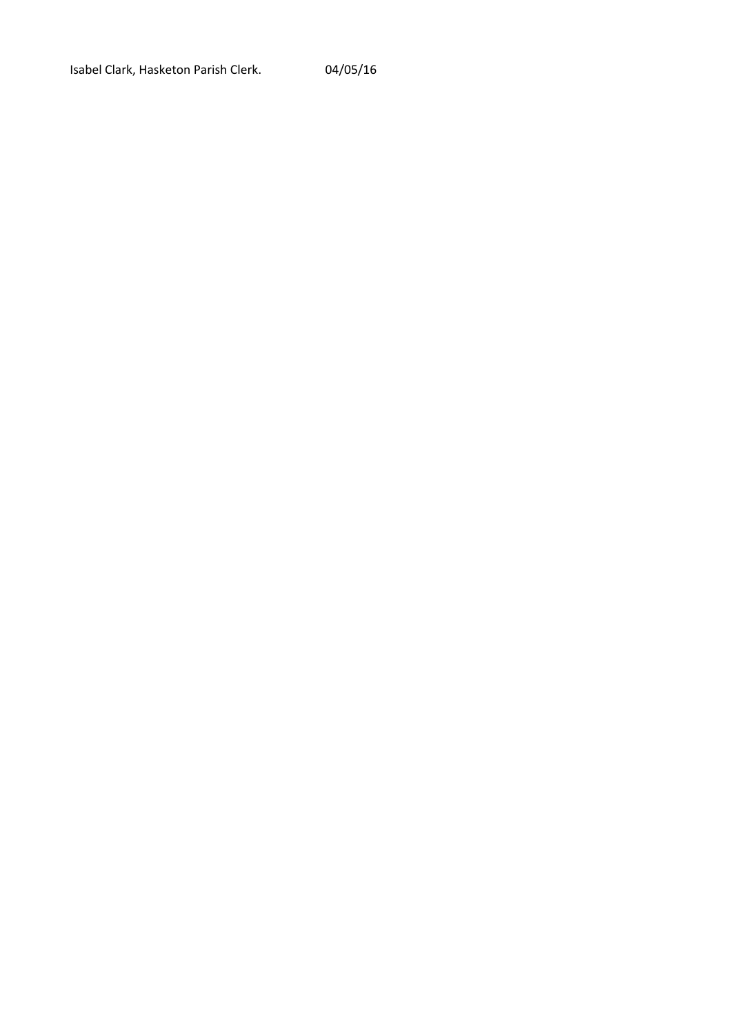Isabel Clark, Hasketon Parish Clerk. 04/05/16